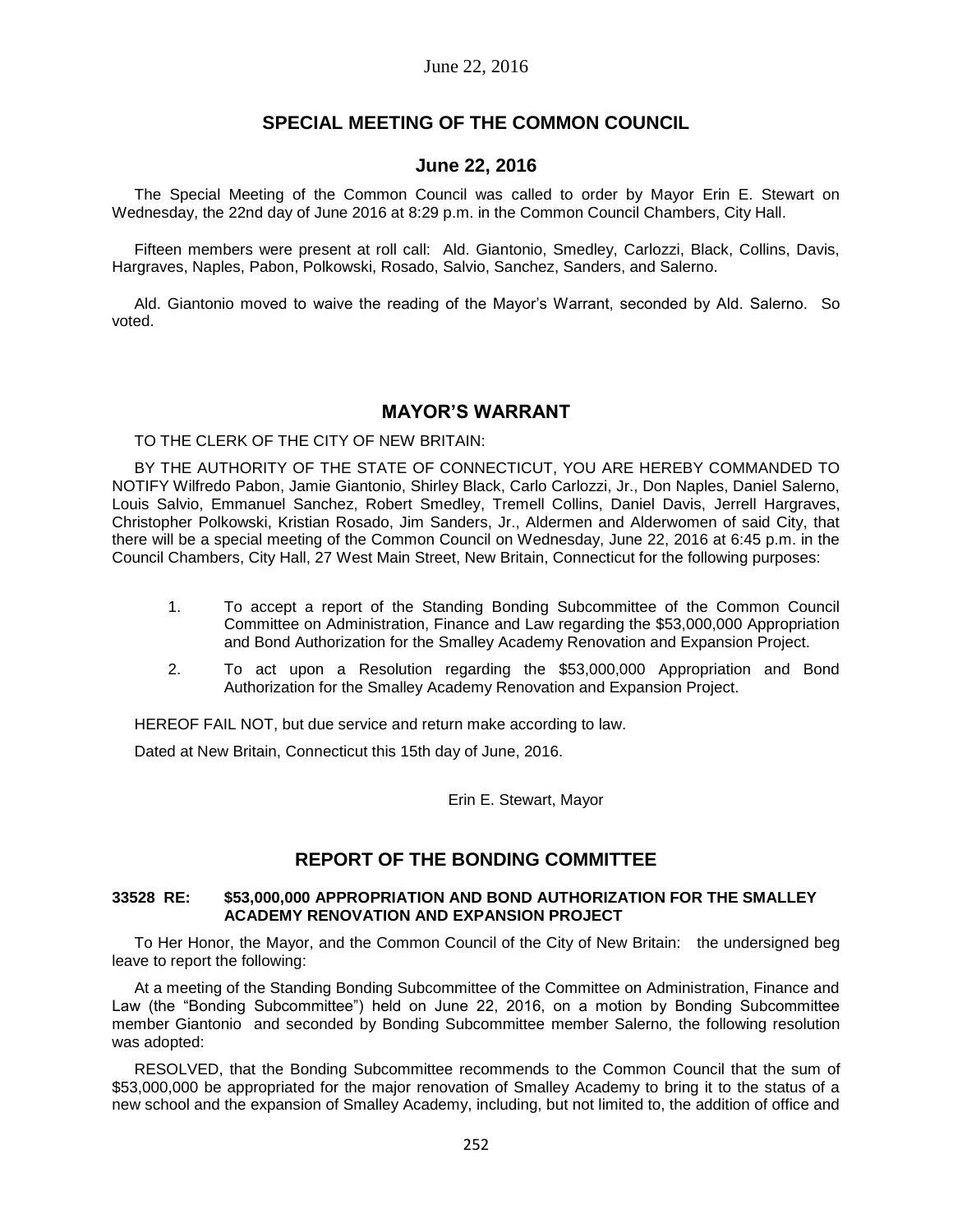## SPECIAL MEETING OF THE COMMON COUNCIL

### June 22, 2016

The Special Meeting of the Common Council was called to order by Mayor Erin E. Stewart on Wednesday, the 22nd day of June 2016 at 8:29 p.m. in the Common Council Chambers, City Hall.

Fifteen members were present at roll call: Ald. Giantonio, Smedley, Carlozzi, Black, Collins, Davis, Hargraves, Naples, Pabon, Polkowski, Rosado, Salvio, Sanchez, Sanders, and Salerno.

Ald. Giantonio moved to waive the reading of the Mayor's Warrant, seconded by Ald. Salerno. So voted.

## MAYOR'S WARRANT

TO THE CLERK OF THE CITY OF NEW BRITAIN:

BY THE AUTHORITY OF THE STATE OF CONNECTICUT, YOU ARE HEREBY COMMANDED TO NOTIFY Wilfredo Pabon, Jamie Giantonio, Shirley Black, Carlo Carlozzi, Jr., Don Naples, Daniel Salerno, Louis Salvio, Emmanuel Sanchez, Robert Smedley, Tremell Collins, Daniel Davis, Jerrell Hargraves, Christopher Polkowski, Kristian Rosado, Jim Sanders, Jr., Aldermen and Alderwomen of said City, that there will be a special meeting of the Common Council on Wednesday, June 22, 2016 at 6:45 p.m. in the Council Chambers, City Hall, 27 West Main Street, New Britain, Connecticut for the following purposes:

1. To accept a report of the Standing Bonding Subcommittee of the Common Council Committee on Administration, Finance and Law regarding the $53,000,000 Appropriation and Bond Authorization for the Smalley Academy Renovation and Expansion Project.
2. To act upon a Resolution regarding the $53,000,000 Appropriation and Bond Authorization for the Smalley Academy Renovation and Expansion Project.

HEREOF FAIL NOT, but due service and return make according to law.

Dated at New Britain, Connecticut this 15th day of June, 2016.

Erin E. Stewart, Mayor

## REPORT OF THE BONDING COMMITTEE

**33528 RE: $53,000,000 APPROPRIATION AND BOND AUTHORIZATION FOR THE SMALLEY ACADEMY RENOVATION AND EXPANSION PROJECT**

To Her Honor, the Mayor, and the Common Council of the City of New Britain: the undersigned beg leave to report the following:

At a meeting of the Standing Bonding Subcommittee of the Committee on Administration, Finance and Law (the "Bonding Subcommittee") held on June 22, 2016, on a motion by Bonding Subcommittee member Giantonio and seconded by Bonding Subcommittee member Salerno, the following resolution was adopted:

RESOLVED, that the Bonding Subcommittee recommends to the Common Council that the sum of $53,000,000 be appropriated for the major renovation of Smalley Academy to bring it to the status of a new school and the expansion of Smalley Academy, including, but not limited to, the addition of office and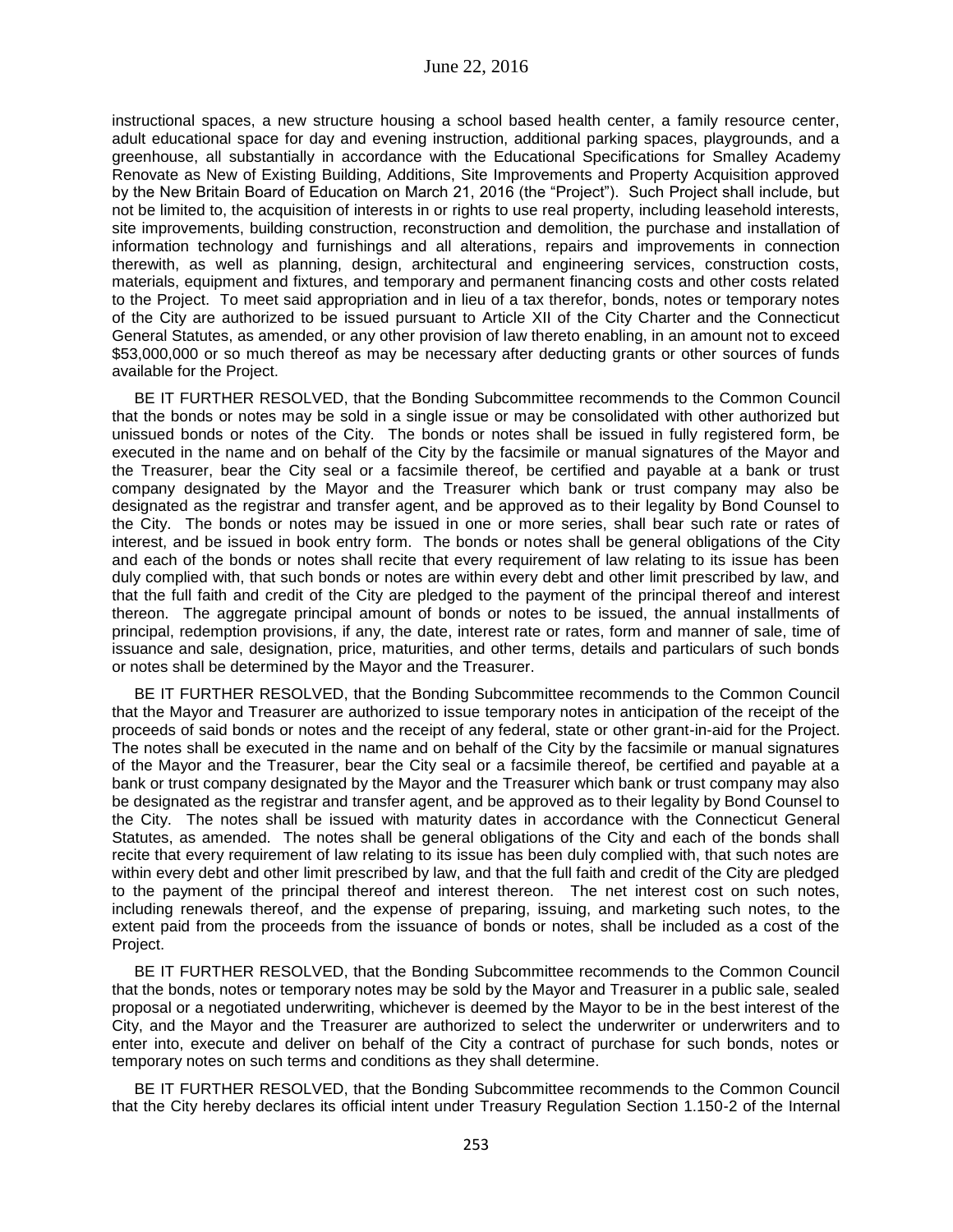instructional spaces, a new structure housing a school based health center, a family resource center, adult educational space for day and evening instruction, additional parking spaces, playgrounds, and a greenhouse, all substantially in accordance with the Educational Specifications for Smalley Academy Renovate as New of Existing Building, Additions, Site Improvements and Property Acquisition approved by the New Britain Board of Education on March 21, 2016 (the "Project"). Such Project shall include, but not be limited to, the acquisition of interests in or rights to use real property, including leasehold interests, site improvements, building construction, reconstruction and demolition, the purchase and installation of information technology and furnishings and all alterations, repairs and improvements in connection therewith, as well as planning, design, architectural and engineering services, construction costs, materials, equipment and fixtures, and temporary and permanent financing costs and other costs related to the Project. To meet said appropriation and in lieu of a tax therefor, bonds, notes or temporary notes of the City are authorized to be issued pursuant to Article XII of the City Charter and the Connecticut General Statutes, as amended, or any other provision of law thereto enabling, in an amount not to exceed $53,000,000 or so much thereof as may be necessary after deducting grants or other sources of funds available for the Project.

BE IT FURTHER RESOLVED, that the Bonding Subcommittee recommends to the Common Council that the bonds or notes may be sold in a single issue or may be consolidated with other authorized but unissued bonds or notes of the City. The bonds or notes shall be issued in fully registered form, be executed in the name and on behalf of the City by the facsimile or manual signatures of the Mayor and the Treasurer, bear the City seal or a facsimile thereof, be certified and payable at a bank or trust company designated by the Mayor and the Treasurer which bank or trust company may also be designated as the registrar and transfer agent, and be approved as to their legality by Bond Counsel to the City. The bonds or notes may be issued in one or more series, shall bear such rate or rates of interest, and be issued in book entry form. The bonds or notes shall be general obligations of the City and each of the bonds or notes shall recite that every requirement of law relating to its issue has been duly complied with, that such bonds or notes are within every debt and other limit prescribed by law, and that the full faith and credit of the City are pledged to the payment of the principal thereof and interest thereon. The aggregate principal amount of bonds or notes to be issued, the annual installments of principal, redemption provisions, if any, the date, interest rate or rates, form and manner of sale, time of issuance and sale, designation, price, maturities, and other terms, details and particulars of such bonds or notes shall be determined by the Mayor and the Treasurer.

BE IT FURTHER RESOLVED, that the Bonding Subcommittee recommends to the Common Council that the Mayor and Treasurer are authorized to issue temporary notes in anticipation of the receipt of the proceeds of said bonds or notes and the receipt of any federal, state or other grant-in-aid for the Project. The notes shall be executed in the name and on behalf of the City by the facsimile or manual signatures of the Mayor and the Treasurer, bear the City seal or a facsimile thereof, be certified and payable at a bank or trust company designated by the Mayor and the Treasurer which bank or trust company may also be designated as the registrar and transfer agent, and be approved as to their legality by Bond Counsel to the City. The notes shall be issued with maturity dates in accordance with the Connecticut General Statutes, as amended. The notes shall be general obligations of the City and each of the bonds shall recite that every requirement of law relating to its issue has been duly complied with, that such notes are within every debt and other limit prescribed by law, and that the full faith and credit of the City are pledged to the payment of the principal thereof and interest thereon. The net interest cost on such notes, including renewals thereof, and the expense of preparing, issuing, and marketing such notes, to the extent paid from the proceeds from the issuance of bonds or notes, shall be included as a cost of the Project.

BE IT FURTHER RESOLVED, that the Bonding Subcommittee recommends to the Common Council that the bonds, notes or temporary notes may be sold by the Mayor and Treasurer in a public sale, sealed proposal or a negotiated underwriting, whichever is deemed by the Mayor to be in the best interest of the City, and the Mayor and the Treasurer are authorized to select the underwriter or underwriters and to enter into, execute and deliver on behalf of the City a contract of purchase for such bonds, notes or temporary notes on such terms and conditions as they shall determine.

BE IT FURTHER RESOLVED, that the Bonding Subcommittee recommends to the Common Council that the City hereby declares its official intent under Treasury Regulation Section 1.150-2 of the Internal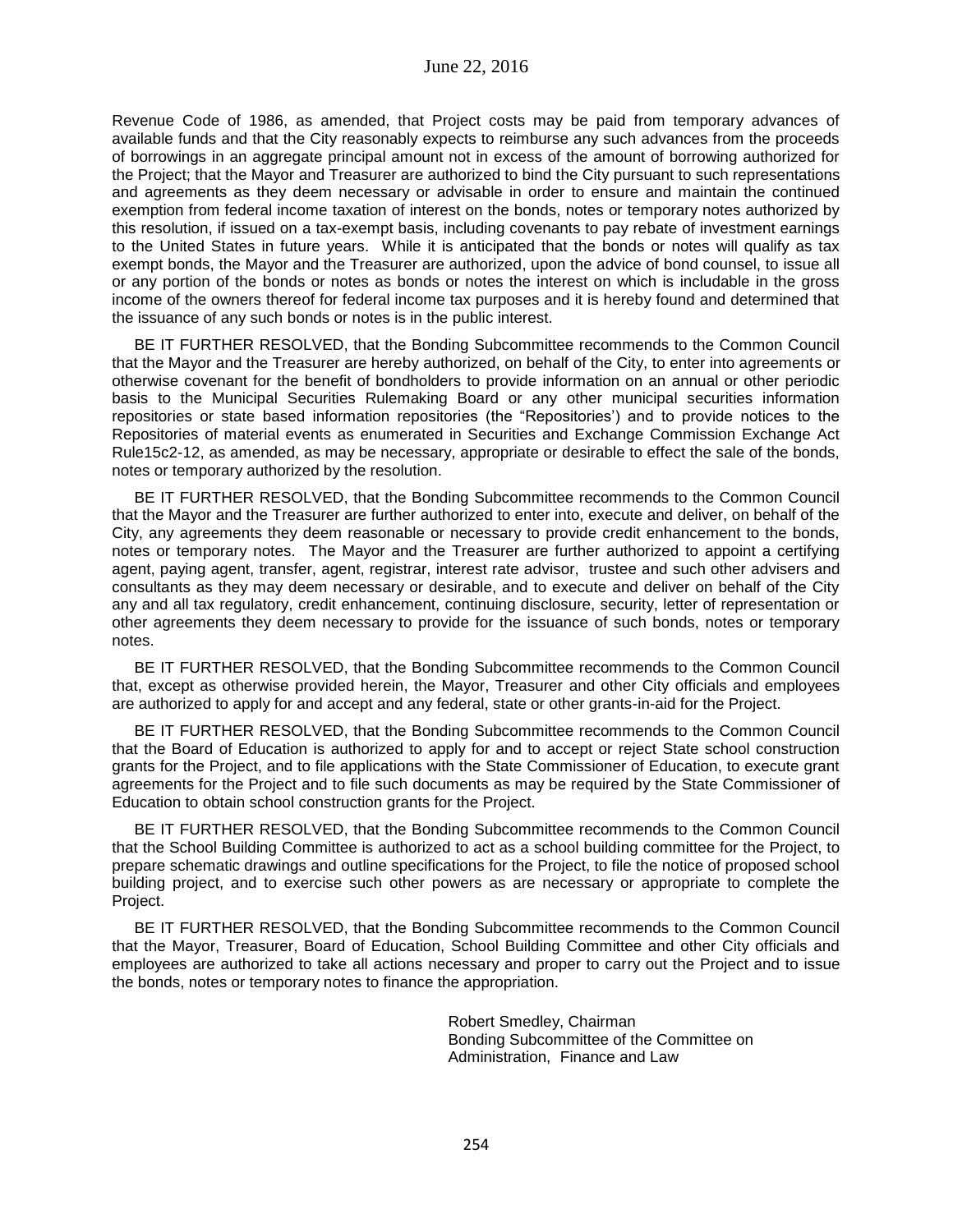Revenue Code of 1986, as amended, that Project costs may be paid from temporary advances of available funds and that the City reasonably expects to reimburse any such advances from the proceeds of borrowings in an aggregate principal amount not in excess of the amount of borrowing authorized for the Project; that the Mayor and Treasurer are authorized to bind the City pursuant to such representations and agreements as they deem necessary or advisable in order to ensure and maintain the continued exemption from federal income taxation of interest on the bonds, notes or temporary notes authorized by this resolution, if issued on a tax-exempt basis, including covenants to pay rebate of investment earnings to the United States in future years. While it is anticipated that the bonds or notes will qualify as tax exempt bonds, the Mayor and the Treasurer are authorized, upon the advice of bond counsel, to issue all or any portion of the bonds or notes as bonds or notes the interest on which is includable in the gross income of the owners thereof for federal income tax purposes and it is hereby found and determined that the issuance of any such bonds or notes is in the public interest.

BE IT FURTHER RESOLVED, that the Bonding Subcommittee recommends to the Common Council that the Mayor and the Treasurer are hereby authorized, on behalf of the City, to enter into agreements or otherwise covenant for the benefit of bondholders to provide information on an annual or other periodic basis to the Municipal Securities Rulemaking Board or any other municipal securities information repositories or state based information repositories (the "Repositories') and to provide notices to the Repositories of material events as enumerated in Securities and Exchange Commission Exchange Act Rule15c2-12, as amended, as may be necessary, appropriate or desirable to effect the sale of the bonds, notes or temporary authorized by the resolution.

BE IT FURTHER RESOLVED, that the Bonding Subcommittee recommends to the Common Council that the Mayor and the Treasurer are further authorized to enter into, execute and deliver, on behalf of the City, any agreements they deem reasonable or necessary to provide credit enhancement to the bonds, notes or temporary notes. The Mayor and the Treasurer are further authorized to appoint a certifying agent, paying agent, transfer, agent, registrar, interest rate advisor, trustee and such other advisers and consultants as they may deem necessary or desirable, and to execute and deliver on behalf of the City any and all tax regulatory, credit enhancement, continuing disclosure, security, letter of representation or other agreements they deem necessary to provide for the issuance of such bonds, notes or temporary notes.

BE IT FURTHER RESOLVED, that the Bonding Subcommittee recommends to the Common Council that, except as otherwise provided herein, the Mayor, Treasurer and other City officials and employees are authorized to apply for and accept and any federal, state or other grants-in-aid for the Project.

BE IT FURTHER RESOLVED, that the Bonding Subcommittee recommends to the Common Council that the Board of Education is authorized to apply for and to accept or reject State school construction grants for the Project, and to file applications with the State Commissioner of Education, to execute grant agreements for the Project and to file such documents as may be required by the State Commissioner of Education to obtain school construction grants for the Project.

BE IT FURTHER RESOLVED, that the Bonding Subcommittee recommends to the Common Council that the School Building Committee is authorized to act as a school building committee for the Project, to prepare schematic drawings and outline specifications for the Project, to file the notice of proposed school building project, and to exercise such other powers as are necessary or appropriate to complete the Project.

BE IT FURTHER RESOLVED, that the Bonding Subcommittee recommends to the Common Council that the Mayor, Treasurer, Board of Education, School Building Committee and other City officials and employees are authorized to take all actions necessary and proper to carry out the Project and to issue the bonds, notes or temporary notes to finance the appropriation.

Robert Smedley, Chairman
Bonding Subcommittee of the Committee on Administration, Finance and Law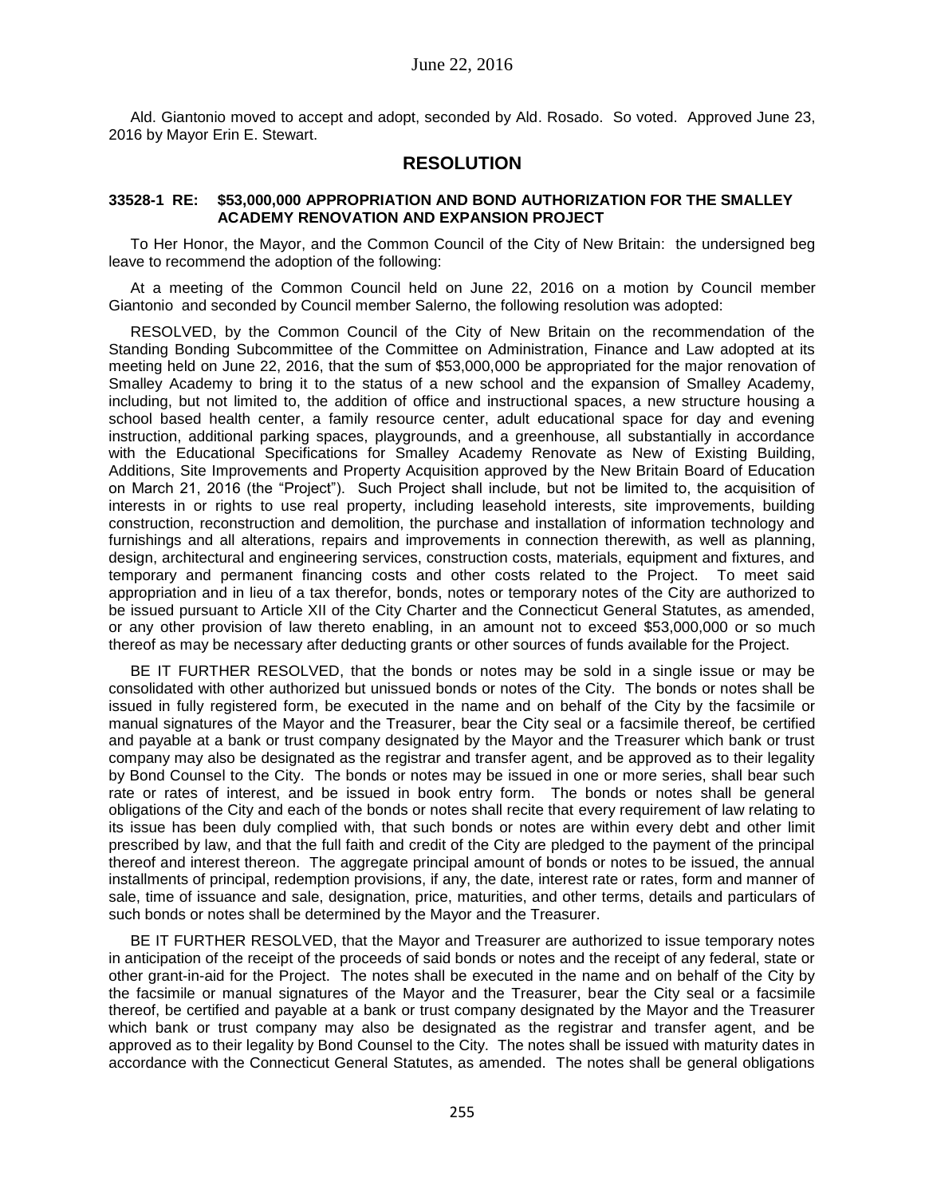Ald. Giantonio moved to accept and adopt, seconded by Ald. Rosado. So voted. Approved June 23, 2016 by Mayor Erin E. Stewart.

## RESOLUTION

**33528-1 RE: $53,000,000 APPROPRIATION AND BOND AUTHORIZATION FOR THE SMALLEY ACADEMY RENOVATION AND EXPANSION PROJECT**

To Her Honor, the Mayor, and the Common Council of the City of New Britain: the undersigned beg leave to recommend the adoption of the following:

At a meeting of the Common Council held on June 22, 2016 on a motion by Council member Giantonio and seconded by Council member Salerno, the following resolution was adopted:

RESOLVED, by the Common Council of the City of New Britain on the recommendation of the Standing Bonding Subcommittee of the Committee on Administration, Finance and Law adopted at its meeting held on June 22, 2016, that the sum of $53,000,000 be appropriated for the major renovation of Smalley Academy to bring it to the status of a new school and the expansion of Smalley Academy, including, but not limited to, the addition of office and instructional spaces, a new structure housing a school based health center, a family resource center, adult educational space for day and evening instruction, additional parking spaces, playgrounds, and a greenhouse, all substantially in accordance with the Educational Specifications for Smalley Academy Renovate as New of Existing Building, Additions, Site Improvements and Property Acquisition approved by the New Britain Board of Education on March 21, 2016 (the "Project"). Such Project shall include, but not be limited to, the acquisition of interests in or rights to use real property, including leasehold interests, site improvements, building construction, reconstruction and demolition, the purchase and installation of information technology and furnishings and all alterations, repairs and improvements in connection therewith, as well as planning, design, architectural and engineering services, construction costs, materials, equipment and fixtures, and temporary and permanent financing costs and other costs related to the Project. To meet said appropriation and in lieu of a tax therefor, bonds, notes or temporary notes of the City are authorized to be issued pursuant to Article XII of the City Charter and the Connecticut General Statutes, as amended, or any other provision of law thereto enabling, in an amount not to exceed $53,000,000 or so much thereof as may be necessary after deducting grants or other sources of funds available for the Project.

BE IT FURTHER RESOLVED, that the bonds or notes may be sold in a single issue or may be consolidated with other authorized but unissued bonds or notes of the City. The bonds or notes shall be issued in fully registered form, be executed in the name and on behalf of the City by the facsimile or manual signatures of the Mayor and the Treasurer, bear the City seal or a facsimile thereof, be certified and payable at a bank or trust company designated by the Mayor and the Treasurer which bank or trust company may also be designated as the registrar and transfer agent, and be approved as to their legality by Bond Counsel to the City. The bonds or notes may be issued in one or more series, shall bear such rate or rates of interest, and be issued in book entry form. The bonds or notes shall be general obligations of the City and each of the bonds or notes shall recite that every requirement of law relating to its issue has been duly complied with, that such bonds or notes are within every debt and other limit prescribed by law, and that the full faith and credit of the City are pledged to the payment of the principal thereof and interest thereon. The aggregate principal amount of bonds or notes to be issued, the annual installments of principal, redemption provisions, if any, the date, interest rate or rates, form and manner of sale, time of issuance and sale, designation, price, maturities, and other terms, details and particulars of such bonds or notes shall be determined by the Mayor and the Treasurer.

BE IT FURTHER RESOLVED, that the Mayor and Treasurer are authorized to issue temporary notes in anticipation of the receipt of the proceeds of said bonds or notes and the receipt of any federal, state or other grant-in-aid for the Project. The notes shall be executed in the name and on behalf of the City by the facsimile or manual signatures of the Mayor and the Treasurer, bear the City seal or a facsimile thereof, be certified and payable at a bank or trust company designated by the Mayor and the Treasurer which bank or trust company may also be designated as the registrar and transfer agent, and be approved as to their legality by Bond Counsel to the City. The notes shall be issued with maturity dates in accordance with the Connecticut General Statutes, as amended. The notes shall be general obligations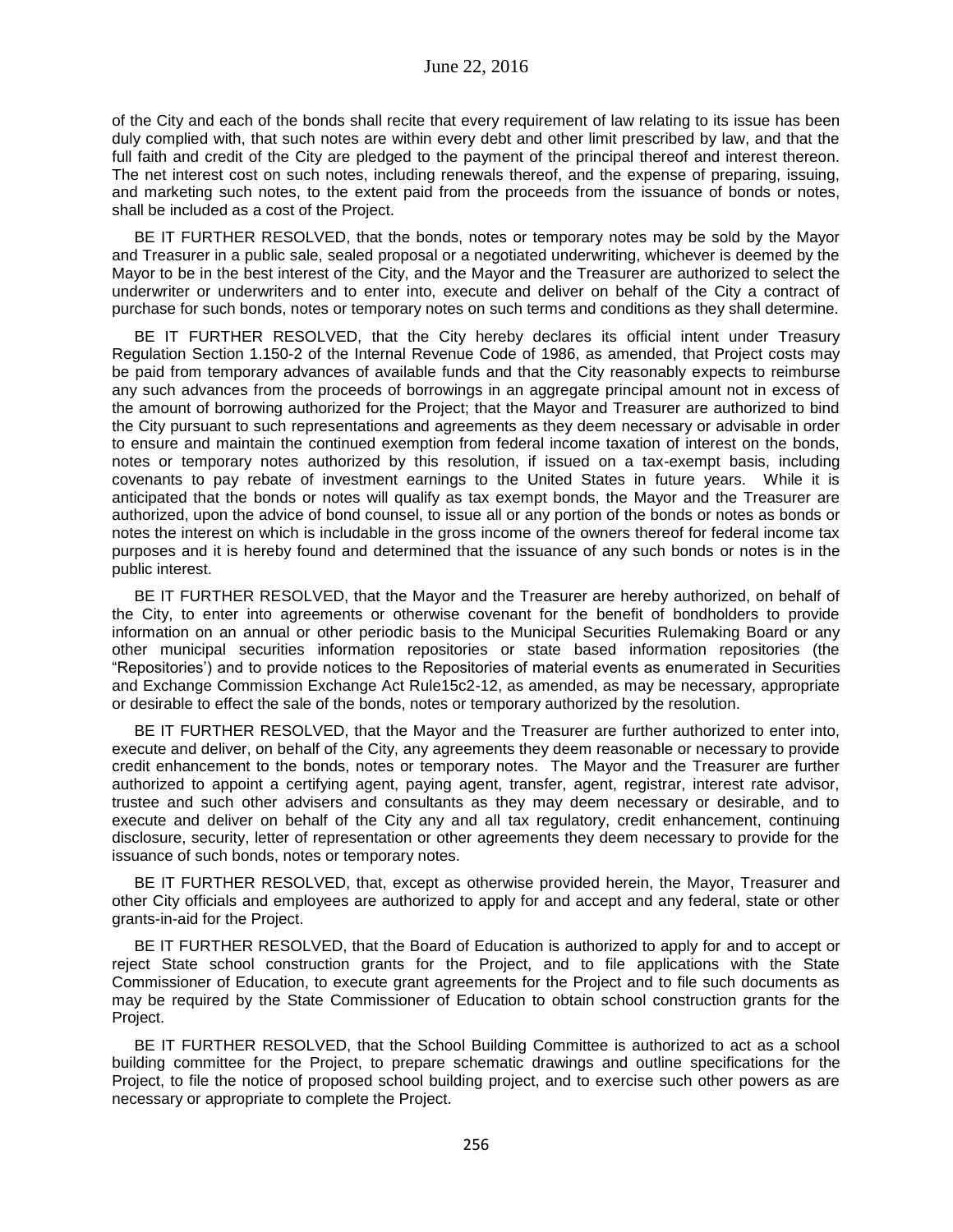of the City and each of the bonds shall recite that every requirement of law relating to its issue has been duly complied with, that such notes are within every debt and other limit prescribed by law, and that the full faith and credit of the City are pledged to the payment of the principal thereof and interest thereon. The net interest cost on such notes, including renewals thereof, and the expense of preparing, issuing, and marketing such notes, to the extent paid from the proceeds from the issuance of bonds or notes, shall be included as a cost of the Project.

BE IT FURTHER RESOLVED, that the bonds, notes or temporary notes may be sold by the Mayor and Treasurer in a public sale, sealed proposal or a negotiated underwriting, whichever is deemed by the Mayor to be in the best interest of the City, and the Mayor and the Treasurer are authorized to select the underwriter or underwriters and to enter into, execute and deliver on behalf of the City a contract of purchase for such bonds, notes or temporary notes on such terms and conditions as they shall determine.

BE IT FURTHER RESOLVED, that the City hereby declares its official intent under Treasury Regulation Section 1.150-2 of the Internal Revenue Code of 1986, as amended, that Project costs may be paid from temporary advances of available funds and that the City reasonably expects to reimburse any such advances from the proceeds of borrowings in an aggregate principal amount not in excess of the amount of borrowing authorized for the Project; that the Mayor and Treasurer are authorized to bind the City pursuant to such representations and agreements as they deem necessary or advisable in order to ensure and maintain the continued exemption from federal income taxation of interest on the bonds, notes or temporary notes authorized by this resolution, if issued on a tax-exempt basis, including covenants to pay rebate of investment earnings to the United States in future years. While it is anticipated that the bonds or notes will qualify as tax exempt bonds, the Mayor and the Treasurer are authorized, upon the advice of bond counsel, to issue all or any portion of the bonds or notes as bonds or notes the interest on which is includable in the gross income of the owners thereof for federal income tax purposes and it is hereby found and determined that the issuance of any such bonds or notes is in the public interest.

BE IT FURTHER RESOLVED, that the Mayor and the Treasurer are hereby authorized, on behalf of the City, to enter into agreements or otherwise covenant for the benefit of bondholders to provide information on an annual or other periodic basis to the Municipal Securities Rulemaking Board or any other municipal securities information repositories or state based information repositories (the "Repositories') and to provide notices to the Repositories of material events as enumerated in Securities and Exchange Commission Exchange Act Rule15c2-12, as amended, as may be necessary, appropriate or desirable to effect the sale of the bonds, notes or temporary authorized by the resolution.

BE IT FURTHER RESOLVED, that the Mayor and the Treasurer are further authorized to enter into, execute and deliver, on behalf of the City, any agreements they deem reasonable or necessary to provide credit enhancement to the bonds, notes or temporary notes. The Mayor and the Treasurer are further authorized to appoint a certifying agent, paying agent, transfer, agent, registrar, interest rate advisor, trustee and such other advisers and consultants as they may deem necessary or desirable, and to execute and deliver on behalf of the City any and all tax regulatory, credit enhancement, continuing disclosure, security, letter of representation or other agreements they deem necessary to provide for the issuance of such bonds, notes or temporary notes.

BE IT FURTHER RESOLVED, that, except as otherwise provided herein, the Mayor, Treasurer and other City officials and employees are authorized to apply for and accept and any federal, state or other grants-in-aid for the Project.

BE IT FURTHER RESOLVED, that the Board of Education is authorized to apply for and to accept or reject State school construction grants for the Project, and to file applications with the State Commissioner of Education, to execute grant agreements for the Project and to file such documents as may be required by the State Commissioner of Education to obtain school construction grants for the Project.

BE IT FURTHER RESOLVED, that the School Building Committee is authorized to act as a school building committee for the Project, to prepare schematic drawings and outline specifications for the Project, to file the notice of proposed school building project, and to exercise such other powers as are necessary or appropriate to complete the Project.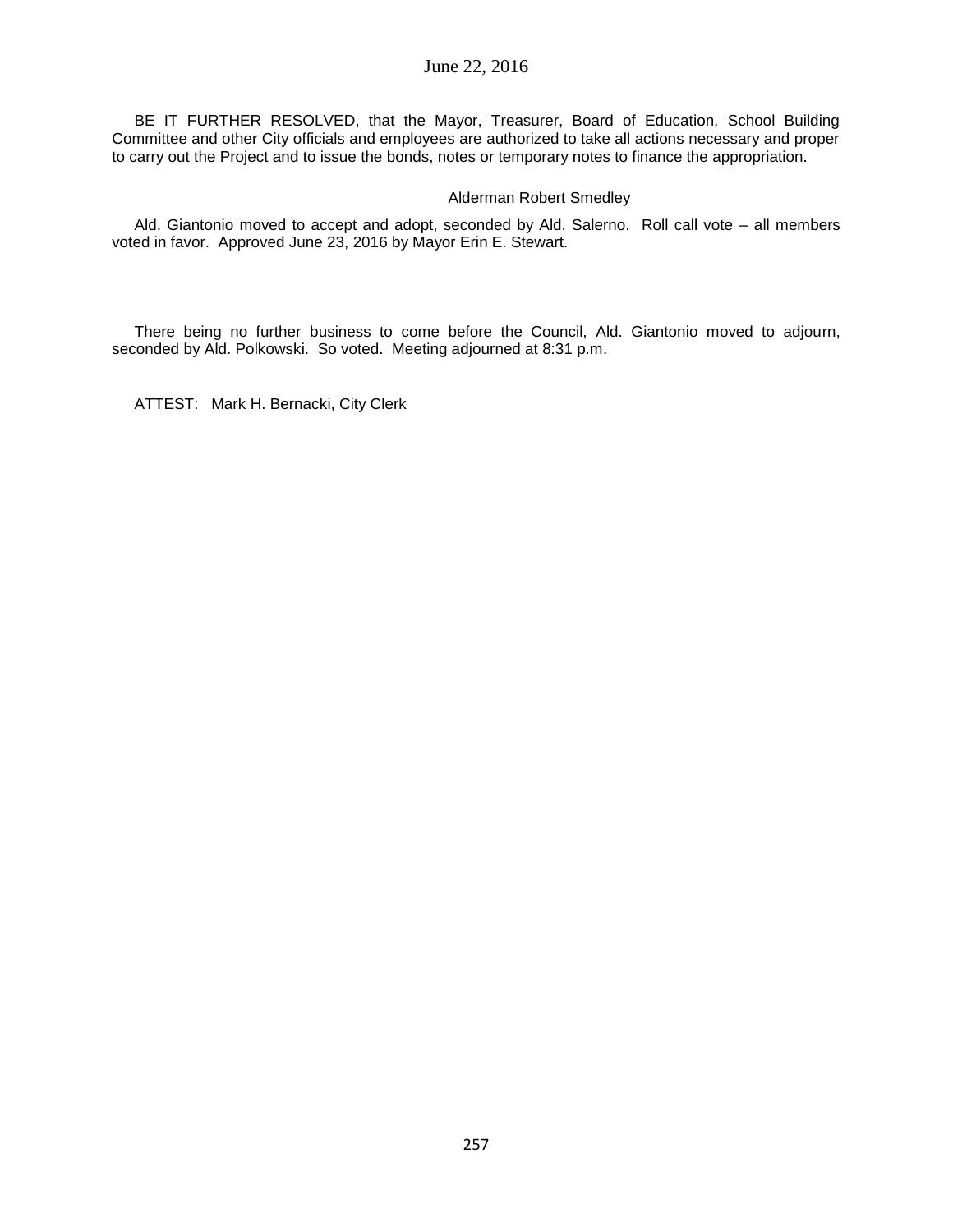BE IT FURTHER RESOLVED, that the Mayor, Treasurer, Board of Education, School Building Committee and other City officials and employees are authorized to take all actions necessary and proper to carry out the Project and to issue the bonds, notes or temporary notes to finance the appropriation.

Alderman Robert Smedley

Ald. Giantonio moved to accept and adopt, seconded by Ald. Salerno. Roll call vote – all members voted in favor. Approved June 23, 2016 by Mayor Erin E. Stewart.

There being no further business to come before the Council, Ald. Giantonio moved to adjourn, seconded by Ald. Polkowski. So voted. Meeting adjourned at 8:31 p.m.

ATTEST: Mark H. Bernacki, City Clerk